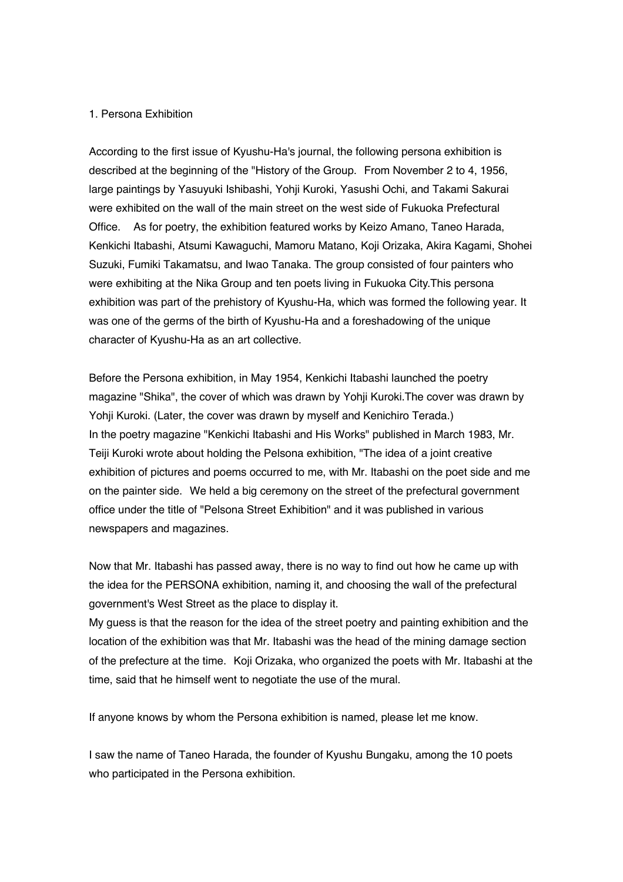1. Persona Exhibition

According to the first issue of Kyushu-Ha's journal, the following persona exhibition is described at the beginning of the "History of the Group.  From November 2 to 4, 1956, large paintings by Yasuyuki Ishibashi, Yohji Kuroki, Yasushi Ochi, and Takami Sakurai were exhibited on the wall of the main street on the west side of Fukuoka Prefectural Office.   As for poetry, the exhibition featured works by Keizo Amano, Taneo Harada, Kenkichi Itabashi, Atsumi Kawaguchi, Mamoru Matano, Koji Orizaka, Akira Kagami, Shohei Suzuki, Fumiki Takamatsu, and Iwao Tanaka. The group consisted of four painters who were exhibiting at the Nika Group and ten poets living in Fukuoka City.This persona exhibition was part of the prehistory of Kyushu-Ha, which was formed the following year. It was one of the germs of the birth of Kyushu-Ha and a foreshadowing of the unique character of Kyushu-Ha as an art collective.

Before the Persona exhibition, in May 1954, Kenkichi Itabashi launched the poetry magazine "Shika", the cover of which was drawn by Yohji Kuroki.The cover was drawn by Yohji Kuroki. (Later, the cover was drawn by myself and Kenichiro Terada.)
In the poetry magazine "Kenkichi Itabashi and His Works" published in March 1983, Mr. Teiji Kuroki wrote about holding the Pelsona exhibition, "The idea of a joint creative exhibition of pictures and poems occurred to me, with Mr. Itabashi on the poet side and me on the painter side.  We held a big ceremony on the street of the prefectural government office under the title of "Pelsona Street Exhibition" and it was published in various newspapers and magazines.

Now that Mr. Itabashi has passed away, there is no way to find out how he came up with the idea for the PERSONA exhibition, naming it, and choosing the wall of the prefectural government's West Street as the place to display it.
My guess is that the reason for the idea of the street poetry and painting exhibition and the location of the exhibition was that Mr. Itabashi was the head of the mining damage section of the prefecture at the time.  Koji Orizaka, who organized the poets with Mr. Itabashi at the time, said that he himself went to negotiate the use of the mural.

If anyone knows by whom the Persona exhibition is named, please let me know.

I saw the name of Taneo Harada, the founder of Kyushu Bungaku, among the 10 poets who participated in the Persona exhibition.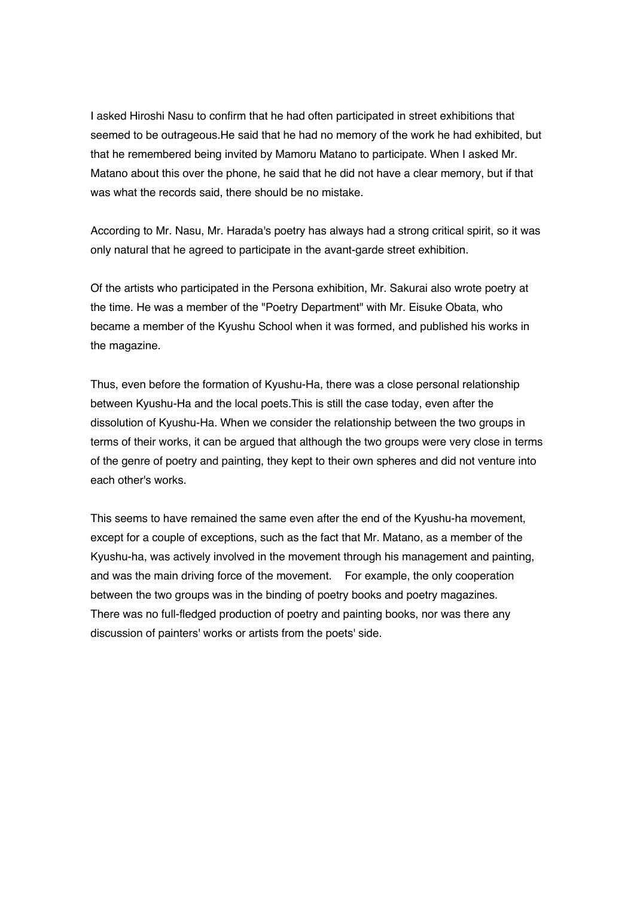I asked Hiroshi Nasu to confirm that he had often participated in street exhibitions that seemed to be outrageous.He said that he had no memory of the work he had exhibited, but that he remembered being invited by Mamoru Matano to participate. When I asked Mr. Matano about this over the phone, he said that he did not have a clear memory, but if that was what the records said, there should be no mistake.

According to Mr. Nasu, Mr. Harada's poetry has always had a strong critical spirit, so it was only natural that he agreed to participate in the avant-garde street exhibition.

Of the artists who participated in the Persona exhibition, Mr. Sakurai also wrote poetry at the time. He was a member of the "Poetry Department" with Mr. Eisuke Obata, who became a member of the Kyushu School when it was formed, and published his works in the magazine.

Thus, even before the formation of Kyushu-Ha, there was a close personal relationship between Kyushu-Ha and the local poets.This is still the case today, even after the dissolution of Kyushu-Ha. When we consider the relationship between the two groups in terms of their works, it can be argued that although the two groups were very close in terms of the genre of poetry and painting, they kept to their own spheres and did not venture into each other's works.

This seems to have remained the same even after the end of the Kyushu-ha movement, except for a couple of exceptions, such as the fact that Mr. Matano, as a member of the Kyushu-ha, was actively involved in the movement through his management and painting, and was the main driving force of the movement. For example, the only cooperation between the two groups was in the binding of poetry books and poetry magazines. There was no full-fledged production of poetry and painting books, nor was there any discussion of painters' works or artists from the poets' side.